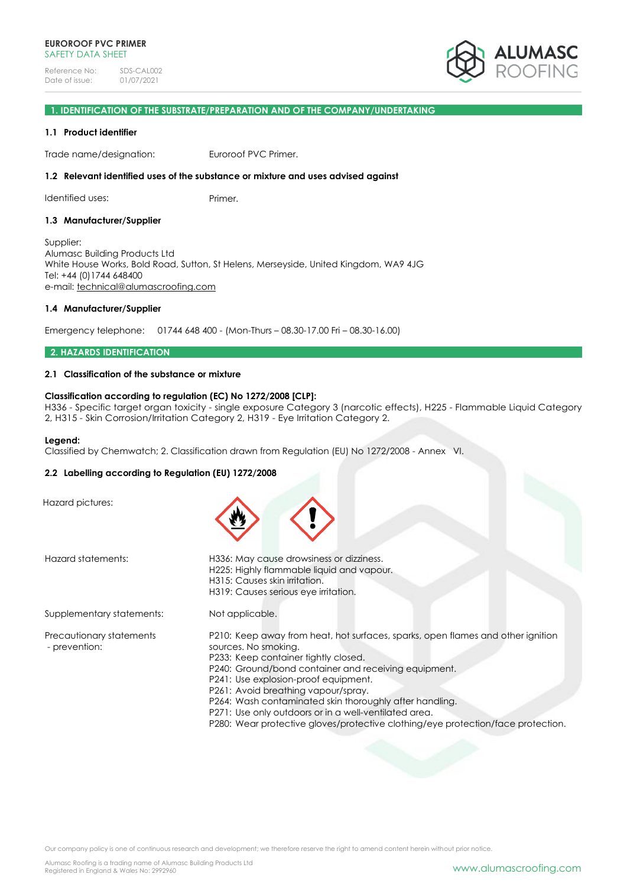**EUROROOF PVC PRIMER**
SAFETY DATA SHEET

Reference No: SDS-CAL002
Date of issue: 01/07/2021

## 1. IDENTIFICATION OF THE SUBSTRATE/PREPARATION AND OF THE COMPANY/UNDERTAKING

### 1.1 Product identifier

Trade name/designation: Euroroof PVC Primer.

### 1.2 Relevant identified uses of the substance or mixture and uses advised against

Identified uses: Primer.

### 1.3 Manufacturer/Supplier

Supplier:
Alumasc Building Products Ltd
White House Works, Bold Road, Sutton, St Helens, Merseyside, United Kingdom, WA9 4JG
Tel: +44 (0)1744 648400
e-mail: technical@alumascroofing.com

### 1.4 Manufacturer/Supplier

Emergency telephone: 01744 648 400 - (Mon-Thurs – 08.30-17.00 Fri – 08.30-16.00)

## 2. HAZARDS IDENTIFICATION

### 2.1 Classification of the substance or mixture

**Classification according to regulation (EC) No 1272/2008 [CLP]:**
H336 - Specific target organ toxicity - single exposure Category 3 (narcotic effects), H225 - Flammable Liquid Category 2, H315 - Skin Corrosion/Irritation Category 2, H319 - Eye Irritation Category 2.

**Legend:**
Classified by Chemwatch; 2. Classification drawn from Regulation (EU) No 1272/2008 - Annex VI.

### 2.2 Labelling according to Regulation (EU) 1272/2008

Hazard pictures:

Hazard statements:
H336: May cause drowsiness or dizziness.
H225: Highly flammable liquid and vapour.
H315: Causes skin irritation.
H319: Causes serious eye irritation.

Supplementary statements: Not applicable.

Precautionary statements - prevention:
P210: Keep away from heat, hot surfaces, sparks, open flames and other ignition sources. No smoking.
P233: Keep container tightly closed.
P240: Ground/bond container and receiving equipment.
P241: Use explosion-proof equipment.
P261: Avoid breathing vapour/spray.
P264: Wash contaminated skin thoroughly after handling.
P271: Use only outdoors or in a well-ventilated area.
P280: Wear protective gloves/protective clothing/eye protection/face protection.

Our company policy is one of continuous research and development; we therefore reserve the right to amend content herein without prior notice.

Alumasc Roofing is a trading name of Alumasc Building Products Ltd
Registered in England & Wales No: 2992960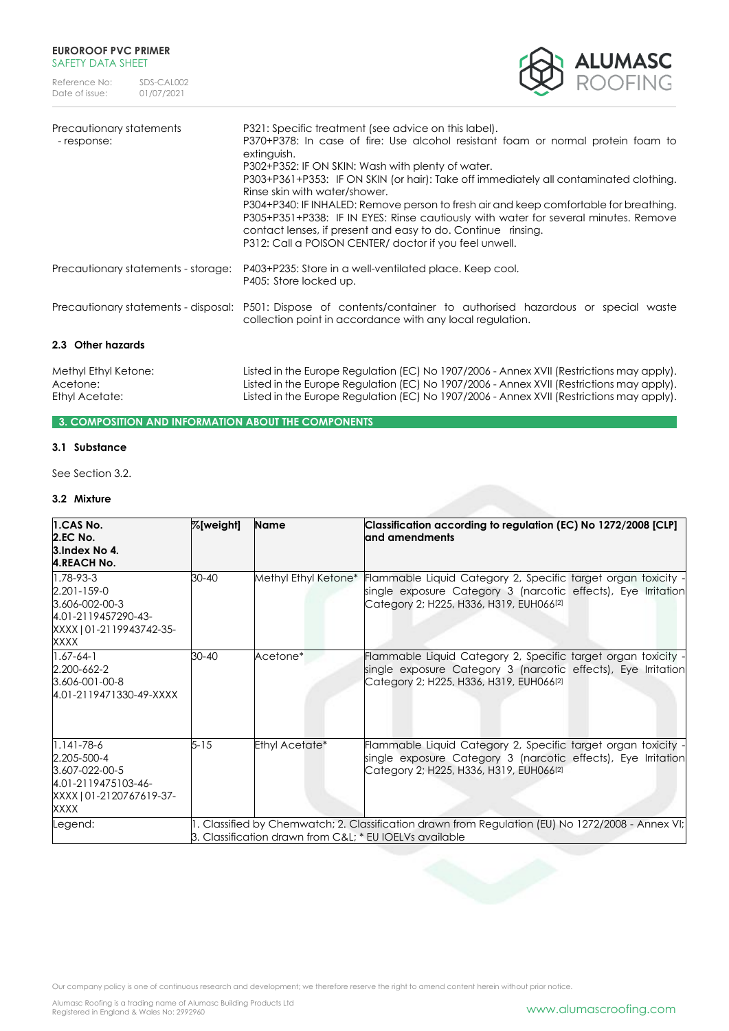| | |
|---|---|
| Precautionary statements - response: | P321: Specific treatment (see advice on this label).<br>P370+P378: In case of fire: Use alcohol resistant foam or normal protein foam to extinguish.<br>P302+P352: IF ON SKIN: Wash with plenty of water.<br>P303+P361+P353: IF ON SKIN (or hair): Take off immediately all contaminated clothing. Rinse skin with water/shower.<br>P304+P340: IF INHALED: Remove person to fresh air and keep comfortable for breathing.<br>P305+P351+P338: IF IN EYES: Rinse cautiously with water for several minutes. Remove contact lenses, if present and easy to do. Continue rinsing.<br>P312: Call a POISON CENTER/ doctor if you feel unwell. |
| Precautionary statements - storage: | P403+P235: Store in a well-ventilated place. Keep cool.<br>P405: Store locked up. |
| Precautionary statements - disposal: | P501: Dispose of contents/container to authorised hazardous or special waste collection point in accordance with any local regulation. |

### 2.3 Other hazards

| | |
|---|---|
| Methyl Ethyl Ketone: | Listed in the Europe Regulation (EC) No 1907/2006 - Annex XVII (Restrictions may apply). |
| Acetone: | Listed in the Europe Regulation (EC) No 1907/2006 - Annex XVII (Restrictions may apply). |
| Ethyl Acetate: | Listed in the Europe Regulation (EC) No 1907/2006 - Annex XVII (Restrictions may apply). |

## 3. COMPOSITION AND INFORMATION ABOUT THE COMPONENTS

### 3.1 Substance

See Section 3.2.

### 3.2 Mixture

| 1.CAS No.<br>2.EC No.<br>3.Index No 4.<br>4.REACH No. | %[weight] | Name | Classification according to regulation (EC) No 1272/2008 [CLP] and amendments |
|---|---|---|---|
| 1.78-93-3<br>2.201-159-0<br>3.606-002-00-3<br>4.01-2119457290-43-XXXX \| 01-2119943742-35-XXXX | 30-40 | Methyl Ethyl Ketone* | Flammable Liquid Category 2, Specific target organ toxicity - single exposure Category 3 (narcotic effects), Eye Irritation Category 2; H225, H336, H319, EUH066[2] |
| 1.67-64-1<br>2.200-662-2<br>3.606-001-00-8<br>4.01-2119471330-49-XXXX | 30-40 | Acetone* | Flammable Liquid Category 2, Specific target organ toxicity - single exposure Category 3 (narcotic effects), Eye Irritation Category 2; H225, H336, H319, EUH066[2] |
| 1.141-78-6<br>2.205-500-4<br>3.607-022-00-5<br>4.01-2119475103-46-XXXX \| 01-2120767619-37-XXXX | 5-15 | Ethyl Acetate* | Flammable Liquid Category 2, Specific target organ toxicity - single exposure Category 3 (narcotic effects), Eye Irritation Category 2; H225, H336, H319, EUH066[2] |
| Legend: | 1. Classified by Chemwatch; 2. Classification drawn from Regulation (EU) No 1272/2008 - Annex VI; 3. Classification drawn from C&L; * EU IOELVs available | | |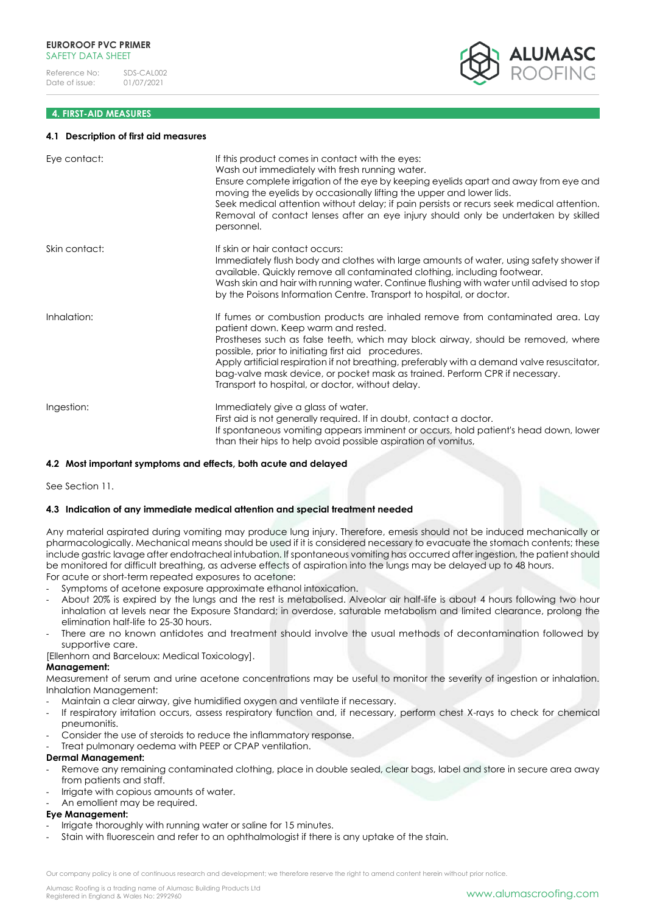## 4. FIRST-AID MEASURES

### 4.1 Description of first aid measures

| | |
|---|---|
| Eye contact: | If this product comes in contact with the eyes: Wash out immediately with fresh running water. Ensure complete irrigation of the eye by keeping eyelids apart and away from eye and moving the eyelids by occasionally lifting the upper and lower lids. Seek medical attention without delay; if pain persists or recurs seek medical attention. Removal of contact lenses after an eye injury should only be undertaken by skilled personnel. |
| Skin contact: | If skin or hair contact occurs: Immediately flush body and clothes with large amounts of water, using safety shower if available. Quickly remove all contaminated clothing, including footwear. Wash skin and hair with running water. Continue flushing with water until advised to stop by the Poisons Information Centre. Transport to hospital, or doctor. |
| Inhalation: | If fumes or combustion products are inhaled remove from contaminated area. Lay patient down. Keep warm and rested. Prostheses such as false teeth, which may block airway, should be removed, where possible, prior to initiating first aid procedures. Apply artificial respiration if not breathing, preferably with a demand valve resuscitator, bag-valve mask device, or pocket mask as trained. Perform CPR if necessary. Transport to hospital, or doctor, without delay. |
| Ingestion: | Immediately give a glass of water. First aid is not generally required. If in doubt, contact a doctor. If spontaneous vomiting appears imminent or occurs, hold patient's head down, lower than their hips to help avoid possible aspiration of vomitus, |

### 4.2 Most important symptoms and effects, both acute and delayed

See Section 11.

### 4.3 Indication of any immediate medical attention and special treatment needed

Any material aspirated during vomiting may produce lung injury. Therefore, emesis should not be induced mechanically or pharmacologically. Mechanical means should be used if it is considered necessary to evacuate the stomach contents; these include gastric lavage after endotracheal intubation. If spontaneous vomiting has occurred after ingestion, the patient should be monitored for difficult breathing, as adverse effects of aspiration into the lungs may be delayed up to 48 hours.
For acute or short-term repeated exposures to acetone:

- Symptoms of acetone exposure approximate ethanol intoxication.
- About 20% is expired by the lungs and the rest is metabolised. Alveolar air half-life is about 4 hours following two hour inhalation at levels near the Exposure Standard; in overdose, saturable metabolism and limited clearance, prolong the elimination half-life to 25-30 hours.
- There are no known antidotes and treatment should involve the usual methods of decontamination followed by supportive care.

[Ellenhorn and Barceloux: Medical Toxicology].

**Management:**

Measurement of serum and urine acetone concentrations may be useful to monitor the severity of ingestion or inhalation.
Inhalation Management:

- Maintain a clear airway, give humidified oxygen and ventilate if necessary.
- If respiratory irritation occurs, assess respiratory function and, if necessary, perform chest X-rays to check for chemical pneumonitis.
- Consider the use of steroids to reduce the inflammatory response.
- Treat pulmonary oedema with PEEP or CPAP ventilation.

**Dermal Management:**

- Remove any remaining contaminated clothing, place in double sealed, clear bags, label and store in secure area away from patients and staff.
- Irrigate with copious amounts of water.
- An emollient may be required.

**Eye Management:**

- Irrigate thoroughly with running water or saline for 15 minutes.
- Stain with fluorescein and refer to an ophthalmologist if there is any uptake of the stain.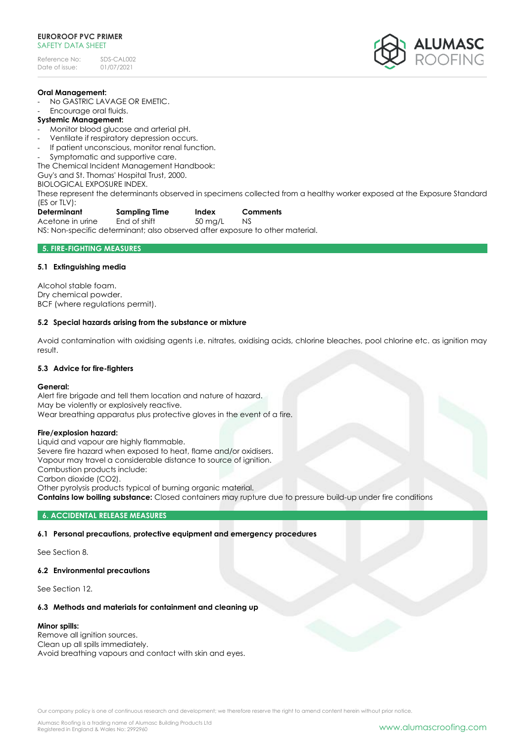**Oral Management:**

- No GASTRIC LAVAGE OR EMETIC.
- Encourage oral fluids.

**Systemic Management:**

- Monitor blood glucose and arterial pH.
- Ventilate if respiratory depression occurs.
- If patient unconscious, monitor renal function.
- Symptomatic and supportive care.

The Chemical Incident Management Handbook:
Guy's and St. Thomas' Hospital Trust, 2000.
BIOLOGICAL EXPOSURE INDEX.
These represent the determinants observed in specimens collected from a healthy worker exposed at the Exposure Standard (ES or TLV):

| Determinant | Sampling Time | Index | Comments |
|---|---|---|---|
| Acetone in urine | End of shift | 50 mg/L | NS |

NS: Non-specific determinant; also observed after exposure to other material.

## 5. FIRE-FIGHTING MEASURES

### 5.1 Extinguishing media

Alcohol stable foam.
Dry chemical powder.
BCF (where regulations permit).

### 5.2 Special hazards arising from the substance or mixture

Avoid contamination with oxidising agents i.e. nitrates, oxidising acids, chlorine bleaches, pool chlorine etc. as ignition may result.

### 5.3 Advice for fire-fighters

**General:**
Alert fire brigade and tell them location and nature of hazard.
May be violently or explosively reactive.
Wear breathing apparatus plus protective gloves in the event of a fire.

**Fire/explosion hazard:**
Liquid and vapour are highly flammable.
Severe fire hazard when exposed to heat, flame and/or oxidisers.
Vapour may travel a considerable distance to source of ignition.
Combustion products include:
Carbon dioxide ($CO_2$).
Other pyrolysis products typical of burning organic material.
**Contains low boiling substance:** Closed containers may rupture due to pressure build-up under fire conditions

## 6. ACCIDENTAL RELEASE MEASURES

### 6.1 Personal precautions, protective equipment and emergency procedures

See Section 8.

### 6.2 Environmental precautions

See Section 12.

### 6.3 Methods and materials for containment and cleaning up

**Minor spills:**
Remove all ignition sources.
Clean up all spills immediately.
Avoid breathing vapours and contact with skin and eyes.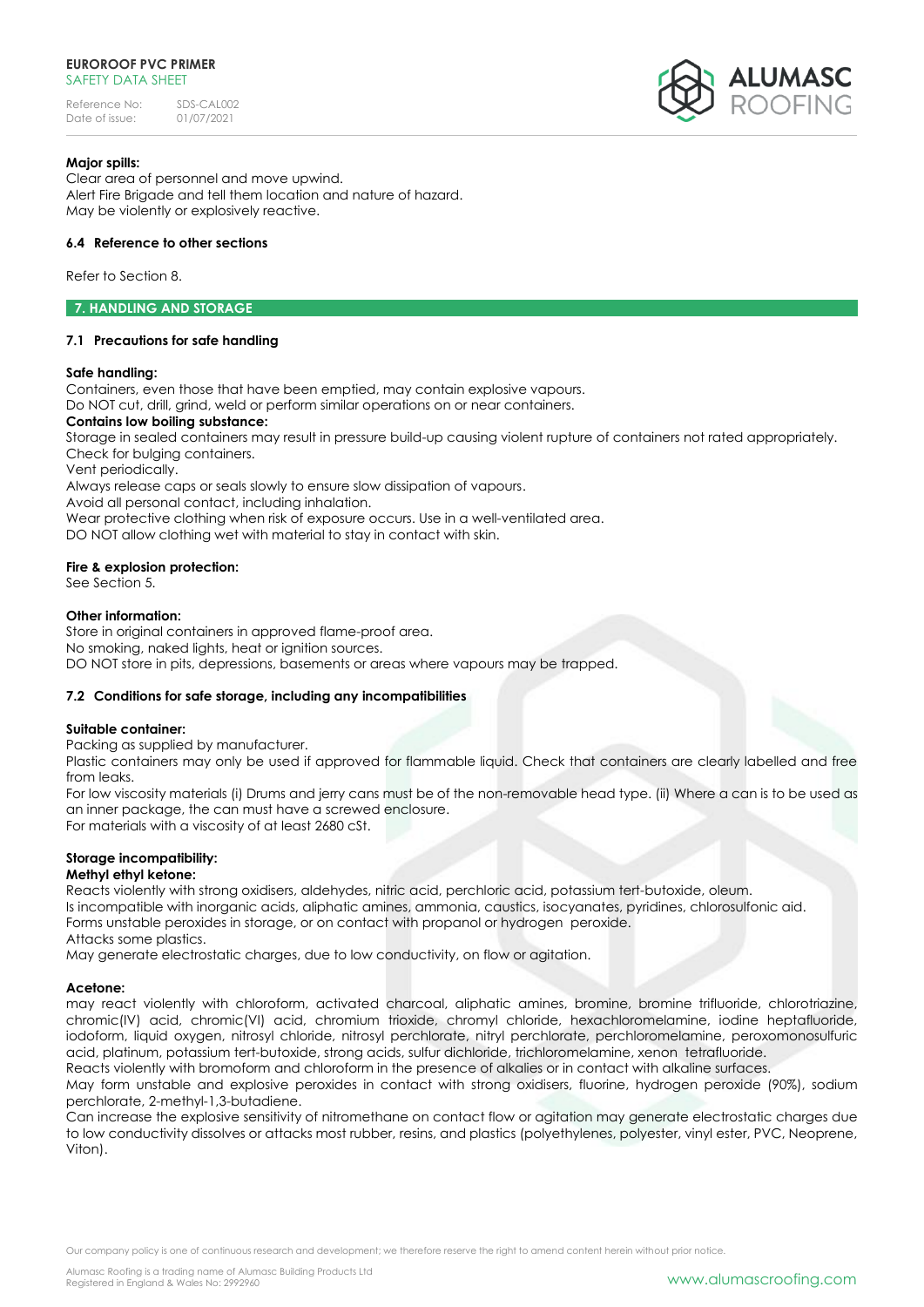**Major spills:**
Clear area of personnel and move upwind.
Alert Fire Brigade and tell them location and nature of hazard.
May be violently or explosively reactive.

### 6.4 Reference to other sections

Refer to Section 8.

## 7. HANDLING AND STORAGE

### 7.1 Precautions for safe handling

**Safe handling:**
Containers, even those that have been emptied, may contain explosive vapours.
Do NOT cut, drill, grind, weld or perform similar operations on or near containers.
**Contains low boiling substance:**
Storage in sealed containers may result in pressure build-up causing violent rupture of containers not rated appropriately.
Check for bulging containers.
Vent periodically.
Always release caps or seals slowly to ensure slow dissipation of vapours.
Avoid all personal contact, including inhalation.
Wear protective clothing when risk of exposure occurs. Use in a well-ventilated area.
DO NOT allow clothing wet with material to stay in contact with skin.

**Fire & explosion protection:**
See Section 5.

**Other information:**
Store in original containers in approved flame-proof area.
No smoking, naked lights, heat or ignition sources.
DO NOT store in pits, depressions, basements or areas where vapours may be trapped.

### 7.2 Conditions for safe storage, including any incompatibilities

**Suitable container:**
Packing as supplied by manufacturer.
Plastic containers may only be used if approved for flammable liquid. Check that containers are clearly labelled and free from leaks.
For low viscosity materials (i) Drums and jerry cans must be of the non-removable head type. (ii) Where a can is to be used as an inner package, the can must have a screwed enclosure.
For materials with a viscosity of at least 2680 cSt.

**Storage incompatibility:**
**Methyl ethyl ketone:**
Reacts violently with strong oxidisers, aldehydes, nitric acid, perchloric acid, potassium tert-butoxide, oleum.
Is incompatible with inorganic acids, aliphatic amines, ammonia, caustics, isocyanates, pyridines, chlorosulfonic aid.
Forms unstable peroxides in storage, or on contact with propanol or hydrogen peroxide.
Attacks some plastics.
May generate electrostatic charges, due to low conductivity, on flow or agitation.

**Acetone:**
may react violently with chloroform, activated charcoal, aliphatic amines, bromine, bromine trifluoride, chlorotriazine, chromic(IV) acid, chromic(VI) acid, chromium trioxide, chromyl chloride, hexachloromelamine, iodine heptafluoride, iodoform, liquid oxygen, nitrosyl chloride, nitrosyl perchlorate, nitryl perchlorate, perchloromelamine, peroxomonosulfuric acid, platinum, potassium tert-butoxide, strong acids, sulfur dichloride, trichloromelamine, xenon tetrafluoride.
Reacts violently with bromoform and chloroform in the presence of alkalies or in contact with alkaline surfaces.
May form unstable and explosive peroxides in contact with strong oxidisers, fluorine, hydrogen peroxide (90%), sodium perchlorate, 2-methyl-1,3-butadiene.
Can increase the explosive sensitivity of nitromethane on contact flow or agitation may generate electrostatic charges due to low conductivity dissolves or attacks most rubber, resins, and plastics (polyethylenes, polyester, vinyl ester, PVC, Neoprene, Viton).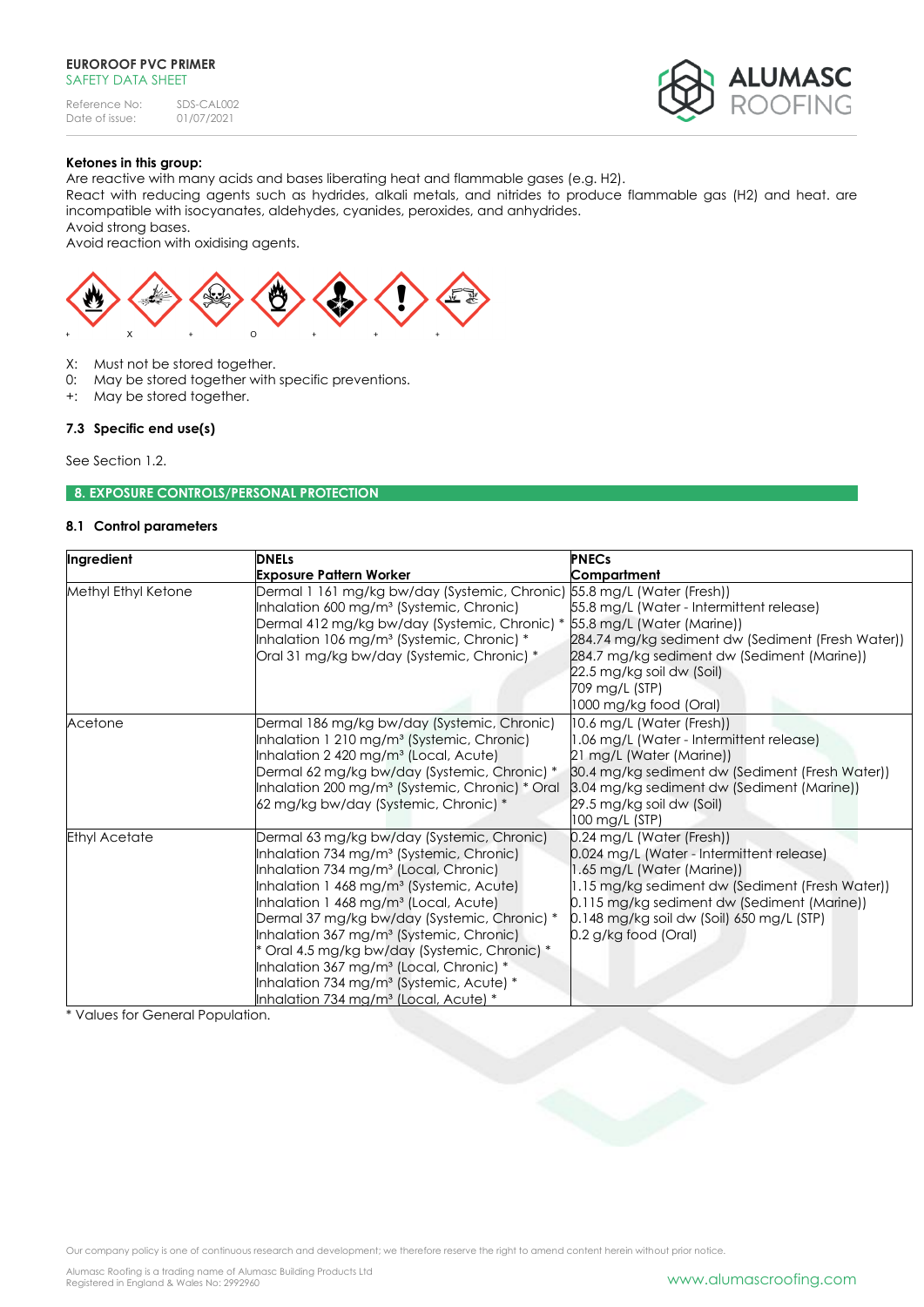**Ketones in this group:**

Are reactive with many acids and bases liberating heat and flammable gases (e.g. H2).
React with reducing agents such as hydrides, alkali metals, and nitrides to produce flammable gas (H2) and heat. are incompatible with isocyanates, aldehydes, cyanides, peroxides, and anhydrides.
Avoid strong bases.
Avoid reaction with oxidising agents.

| + | X | + | 0 | + | + | + |
|---|---|---|---|---|---|---|

X: Must not be stored together.
0: May be stored together with specific preventions.
+: May be stored together.

### 7.3 Specific end use(s)

See Section 1.2.

## 8. EXPOSURE CONTROLS/PERSONAL PROTECTION

### 8.1 Control parameters

| Ingredient | DNELs<br>Exposure Pattern Worker | PNECs<br>Compartment |
|---|---|---|
| Methyl Ethyl Ketone | Dermal 1 161 mg/kg bw/day (Systemic, Chronic)<br>Inhalation 600 mg/m³ (Systemic, Chronic)<br>Dermal 412 mg/kg bw/day (Systemic, Chronic) *<br>Inhalation 106 mg/m³ (Systemic, Chronic) *<br>Oral 31 mg/kg bw/day (Systemic, Chronic) * | 55.8 mg/L (Water (Fresh))<br>55.8 mg/L (Water - Intermittent release)<br>55.8 mg/L (Water (Marine))<br>284.74 mg/kg sediment dw (Sediment (Fresh Water))<br>284.7 mg/kg sediment dw (Sediment (Marine))<br>22.5 mg/kg soil dw (Soil)<br>709 mg/L (STP)<br>1000 mg/kg food (Oral) |
| Acetone | Dermal 186 mg/kg bw/day (Systemic, Chronic)<br>Inhalation 1 210 mg/m³ (Systemic, Chronic)<br>Inhalation 2 420 mg/m³ (Local, Acute)<br>Dermal 62 mg/kg bw/day (Systemic, Chronic) *<br>Inhalation 200 mg/m³ (Systemic, Chronic) * Oral 62 mg/kg bw/day (Systemic, Chronic) * | 10.6 mg/L (Water (Fresh))<br>1.06 mg/L (Water - Intermittent release)<br>21 mg/L (Water (Marine))<br>30.4 mg/kg sediment dw (Sediment (Fresh Water))<br>3.04 mg/kg sediment dw (Sediment (Marine))<br>29.5 mg/kg soil dw (Soil)<br>100 mg/L (STP) |
| Ethyl Acetate | Dermal 63 mg/kg bw/day (Systemic, Chronic)<br>Inhalation 734 mg/m³ (Systemic, Chronic)<br>Inhalation 734 mg/m³ (Local, Chronic)<br>Inhalation 1 468 mg/m³ (Systemic, Acute)<br>Inhalation 1 468 mg/m³ (Local, Acute)<br>Dermal 37 mg/kg bw/day (Systemic, Chronic) *<br>Inhalation 367 mg/m³ (Systemic, Chronic)<br>* Oral 4.5 mg/kg bw/day (Systemic, Chronic) *<br>Inhalation 367 mg/m³ (Local, Chronic) *<br>Inhalation 734 mg/m³ (Systemic, Acute) *<br>Inhalation 734 mg/m³ (Local, Acute) * | 0.24 mg/L (Water (Fresh))<br>0.024 mg/L (Water - Intermittent release)<br>1.65 mg/L (Water (Marine))<br>1.15 mg/kg sediment dw (Sediment (Fresh Water))<br>0.115 mg/kg sediment dw (Sediment (Marine))<br>0.148 mg/kg soil dw (Soil) 650 mg/L (STP)<br>0.2 g/kg food (Oral) |

\* Values for General Population.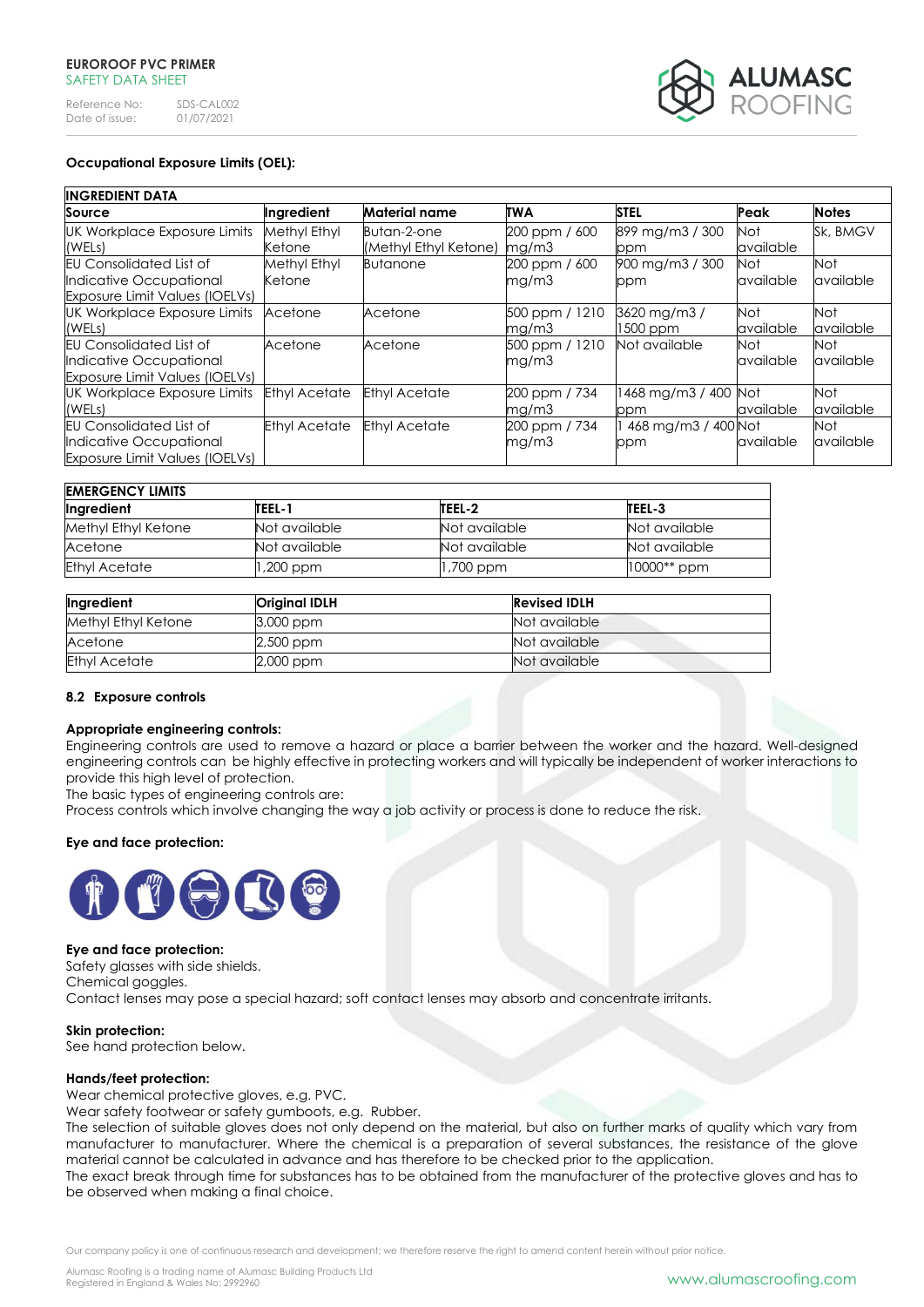### Occupational Exposure Limits (OEL):

| INGREDIENT DATA | | | | | | |
|---|---|---|---|---|---|---|
| Source | Ingredient | Material name | TWA | STEL | Peak | Notes |
| UK Workplace Exposure Limits (WELs) | Methyl Ethyl Ketone | Butan-2-one (Methyl Ethyl Ketone) | 200 ppm / 600 mg/m3 | 899 mg/m3 / 300 ppm | Not available | Sk, BMGV |
| EU Consolidated List of Indicative Occupational Exposure Limit Values (IOELVs) | Methyl Ethyl Ketone | Butanone | 200 ppm / 600 mg/m3 | 900 mg/m3 / 300 ppm | Not available | Not available |
| UK Workplace Exposure Limits (WELs) | Acetone | Acetone | 500 ppm / 1210 mg/m3 | 3620 mg/m3 / 1500 ppm | Not available | Not available |
| EU Consolidated List of Indicative Occupational Exposure Limit Values (IOELVs) | Acetone | Acetone | 500 ppm / 1210 mg/m3 | Not available | Not available | Not available |
| UK Workplace Exposure Limits (WELs) | Ethyl Acetate | Ethyl Acetate | 200 ppm / 734 mg/m3 | 1468 mg/m3 / 400 ppm | Not available | Not available |
| EU Consolidated List of Indicative Occupational Exposure Limit Values (IOELVs) | Ethyl Acetate | Ethyl Acetate | 200 ppm / 734 mg/m3 | 1 468 mg/m3 / 400 ppm | Not available | Not available |

| EMERGENCY LIMITS | | | |
|---|---|---|---|
| Ingredient | TEEL-1 | TEEL-2 | TEEL-3 |
| Methyl Ethyl Ketone | Not available | Not available | Not available |
| Acetone | Not available | Not available | Not available |
| Ethyl Acetate | 1,200 ppm | 1,700 ppm | 10000** ppm |

| Ingredient | Original IDLH | Revised IDLH |
|---|---|---|
| Methyl Ethyl Ketone | 3,000 ppm | Not available |
| Acetone | 2,500 ppm | Not available |
| Ethyl Acetate | 2,000 ppm | Not available |

### 8.2 Exposure controls

**Appropriate engineering controls:**

Engineering controls are used to remove a hazard or place a barrier between the worker and the hazard. Well-designed engineering controls can be highly effective in protecting workers and will typically be independent of worker interactions to provide this high level of protection.

The basic types of engineering controls are:

Process controls which involve changing the way a job activity or process is done to reduce the risk.

**Eye and face protection:**

**Eye and face protection:**

Safety glasses with side shields.

Chemical goggles.

Contact lenses may pose a special hazard; soft contact lenses may absorb and concentrate irritants.

**Skin protection:**

See hand protection below.

**Hands/feet protection:**

Wear chemical protective gloves, e.g. PVC.

Wear safety footwear or safety gumboots, e.g. Rubber.

The selection of suitable gloves does not only depend on the material, but also on further marks of quality which vary from manufacturer to manufacturer. Where the chemical is a preparation of several substances, the resistance of the glove material cannot be calculated in advance and has therefore to be checked prior to the application.

The exact break through time for substances has to be obtained from the manufacturer of the protective gloves and has to be observed when making a final choice.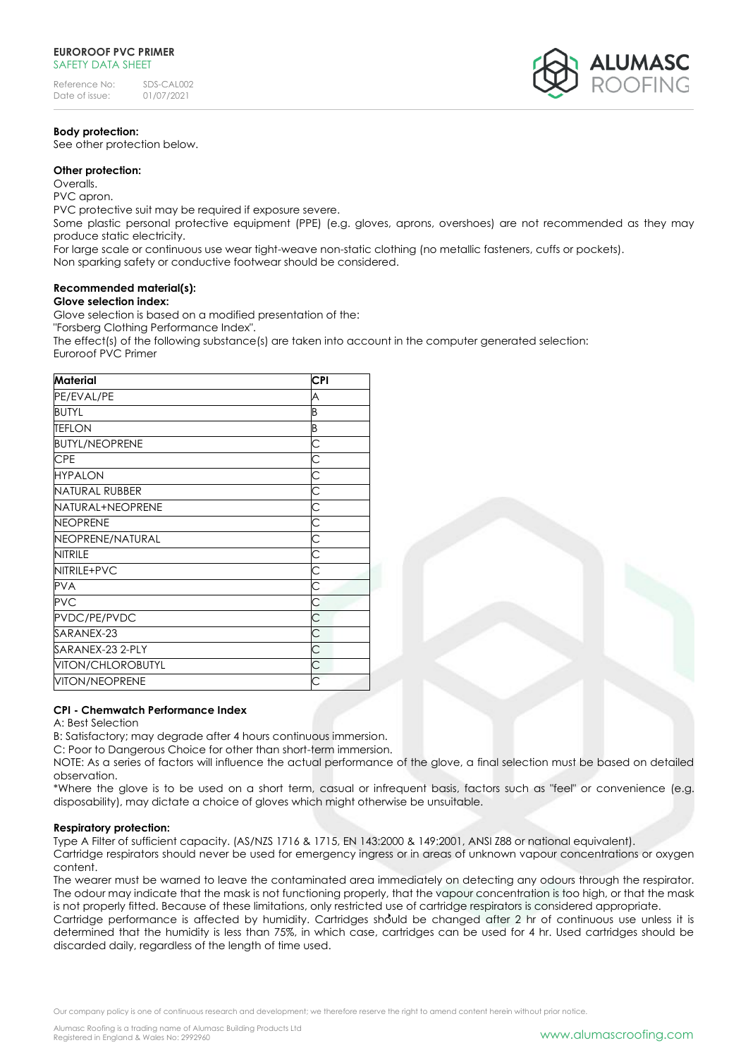**Body protection:**
See other protection below.

**Other protection:**
Overalls.
PVC apron.
PVC protective suit may be required if exposure severe.
Some plastic personal protective equipment (PPE) (e.g. gloves, aprons, overshoes) are not recommended as they may produce static electricity.
For large scale or continuous use wear tight-weave non-static clothing (no metallic fasteners, cuffs or pockets).
Non sparking safety or conductive footwear should be considered.

**Recommended material(s):**
**Glove selection index:**
Glove selection is based on a modified presentation of the:
"Forsberg Clothing Performance Index".
The effect(s) of the following substance(s) are taken into account in the computer generated selection:
Euroroof PVC Primer

| Material | CPI |
|---|---|
| PE/EVAL/PE | A |
| BUTYL | B |
| TEFLON | B |
| BUTYL/NEOPRENE | C |
| CPE | C |
| HYPALON | C |
| NATURAL RUBBER | C |
| NATURAL+NEOPRENE | C |
| NEOPRENE | C |
| NEOPRENE/NATURAL | C |
| NITRILE | C |
| NITRILE+PVC | C |
| PVA | C |
| PVC | C |
| PVDC/PE/PVDC | C |
| SARANEX-23 | C |
| SARANEX-23 2-PLY | C |
| VITON/CHLOROBUTYL | C |
| VITON/NEOPRENE | C |

**CPI - Chemwatch Performance Index**
A: Best Selection
B: Satisfactory; may degrade after 4 hours continuous immersion.
C: Poor to Dangerous Choice for other than short-term immersion.
NOTE: As a series of factors will influence the actual performance of the glove, a final selection must be based on detailed observation.
*Where the glove is to be used on a short term, casual or infrequent basis, factors such as "feel" or convenience (e.g. disposability), may dictate a choice of gloves which might otherwise be unsuitable.

**Respiratory protection:**
Type A Filter of sufficient capacity. (AS/NZS 1716 & 1715, EN 143:2000 & 149:2001, ANSI Z88 or national equivalent).
Cartridge respirators should never be used for emergency ingress or in areas of unknown vapour concentrations or oxygen content.
The wearer must be warned to leave the contaminated area immediately on detecting any odours through the respirator. The odour may indicate that the mask is not functioning properly, that the vapour concentration is too high, or that the mask is not properly fitted. Because of these limitations, only restricted use of cartridge respirators is considered appropriate.
Cartridge performance is affected by humidity. Cartridges should be changed after 2 hr of continuous use unless it is determined that the humidity is less than 75%, in which case, cartridges can be used for 4 hr. Used cartridges should be discarded daily, regardless of the length of time used.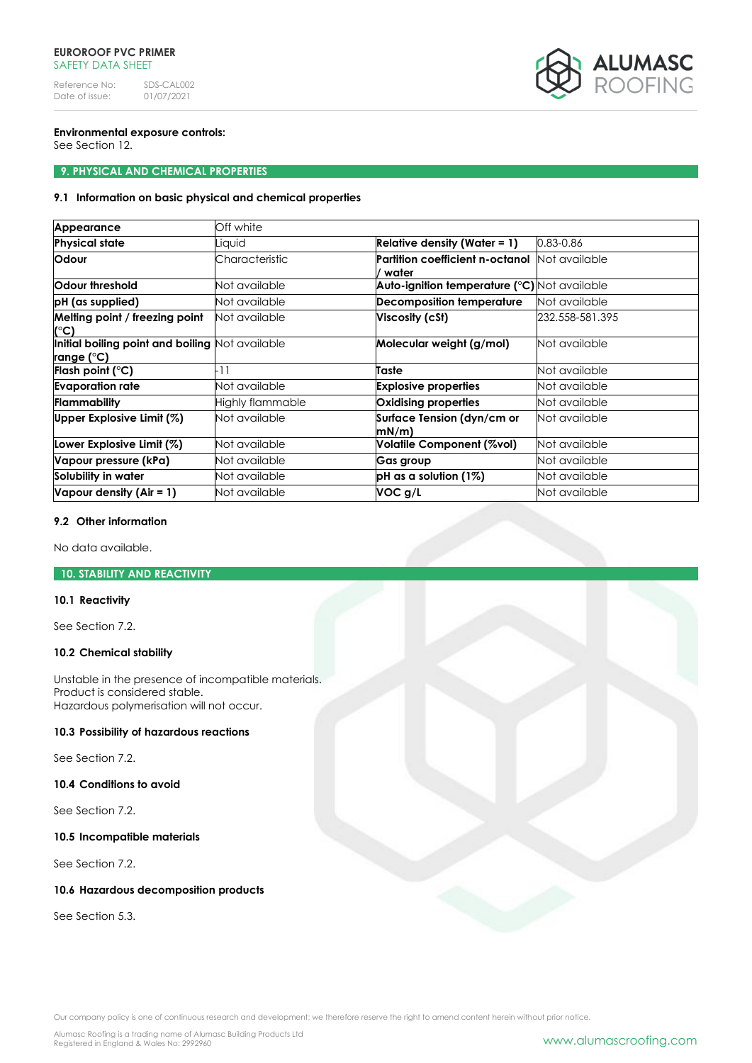**Environmental exposure controls:**
See Section 12.

## 9. PHYSICAL AND CHEMICAL PROPERTIES

### 9.1 Information on basic physical and chemical properties

| Appearance | Off white | | |
|---|---|---|---|
| **Physical state** | Liquid | **Relative density (Water = 1)** | 0.83-0.86 |
| **Odour** | Characteristic | **Partition coefficient n-octanol / water** | Not available |
| **Odour threshold** | Not available | **Auto-ignition temperature (°C)** | Not available |
| **pH (as supplied)** | Not available | **Decomposition temperature** | Not available |
| **Melting point / freezing point (°C)** | Not available | **Viscosity (cSt)** | 232.558-581.395 |
| **Initial boiling point and boiling range (°C)** | Not available | **Molecular weight (g/mol)** | Not available |
| **Flash point (°C)** | -11 | **Taste** | Not available |
| **Evaporation rate** | Not available | **Explosive properties** | Not available |
| **Flammability** | Highly flammable | **Oxidising properties** | Not available |
| **Upper Explosive Limit (%)** | Not available | **Surface Tension (dyn/cm or mN/m)** | Not available |
| **Lower Explosive Limit (%)** | Not available | **Volatile Component (%vol)** | Not available |
| **Vapour pressure (kPa)** | Not available | **Gas group** | Not available |
| **Solubility in water** | Not available | **pH as a solution (1%)** | Not available |
| **Vapour density (Air = 1)** | Not available | **VOC g/L** | Not available |

### 9.2 Other information

No data available.

## 10. STABILITY AND REACTIVITY

### 10.1 Reactivity

See Section 7.2.

### 10.2 Chemical stability

Unstable in the presence of incompatible materials.
Product is considered stable.
Hazardous polymerisation will not occur.

### 10.3 Possibility of hazardous reactions

See Section 7.2.

### 10.4 Conditions to avoid

See Section 7.2.

### 10.5 Incompatible materials

See Section 7.2.

### 10.6 Hazardous decomposition products

See Section 5.3.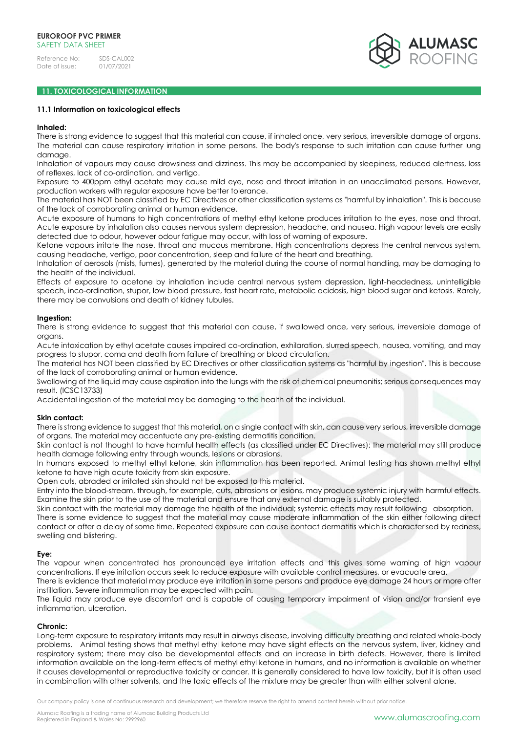## 11. TOXICOLOGICAL INFORMATION

### 11.1 Information on toxicological effects

**Inhaled:**

There is strong evidence to suggest that this material can cause, if inhaled once, very serious, irreversible damage of organs. The material can cause respiratory irritation in some persons. The body's response to such irritation can cause further lung damage.

Inhalation of vapours may cause drowsiness and dizziness. This may be accompanied by sleepiness, reduced alertness, loss of reflexes, lack of co-ordination, and vertigo.

Exposure to 400ppm ethyl acetate may cause mild eye, nose and throat irritation in an unacclimated persons. However, production workers with regular exposure have better tolerance.

The material has NOT been classified by EC Directives or other classification systems as "harmful by inhalation". This is because of the lack of corroborating animal or human evidence.

Acute exposure of humans to high concentrations of methyl ethyl ketone produces irritation to the eyes, nose and throat. Acute exposure by inhalation also causes nervous system depression, headache, and nausea. High vapour levels are easily detected due to odour, however odour fatigue may occur, with loss of warning of exposure.

Ketone vapours irritate the nose, throat and mucous membrane. High concentrations depress the central nervous system, causing headache, vertigo, poor concentration, sleep and failure of the heart and breathing.

Inhalation of aerosols (mists, fumes), generated by the material during the course of normal handling, may be damaging to the health of the individual.

Effects of exposure to acetone by inhalation include central nervous system depression, light-headedness, unintelligible speech, inco-ordination, stupor, low blood pressure, fast heart rate, metabolic acidosis, high blood sugar and ketosis. Rarely, there may be convulsions and death of kidney tubules.

**Ingestion:**

There is strong evidence to suggest that this material can cause, if swallowed once, very serious, irreversible damage of organs.

Acute intoxication by ethyl acetate causes impaired co-ordination, exhilaration, slurred speech, nausea, vomiting, and may progress to stupor, coma and death from failure of breathing or blood circulation.

The material has NOT been classified by EC Directives or other classification systems as "harmful by ingestion". This is because of the lack of corroborating animal or human evidence.

Swallowing of the liquid may cause aspiration into the lungs with the risk of chemical pneumonitis; serious consequences may result. (ICSC13733)

Accidental ingestion of the material may be damaging to the health of the individual.

**Skin contact:**

There is strong evidence to suggest that this material, on a single contact with skin, can cause very serious, irreversible damage of organs. The material may accentuate any pre-existing dermatitis condition.

Skin contact is not thought to have harmful health effects (as classified under EC Directives); the material may still produce health damage following entry through wounds, lesions or abrasions.

In humans exposed to methyl ethyl ketone, skin inflammation has been reported. Animal testing has shown methyl ethyl ketone to have high acute toxicity from skin exposure.

Open cuts, abraded or irritated skin should not be exposed to this material.

Entry into the blood-stream, through, for example, cuts, abrasions or lesions, may produce systemic injury with harmful effects. Examine the skin prior to the use of the material and ensure that any external damage is suitably protected.

Skin contact with the material may damage the health of the individual; systemic effects may result following absorption.

There is some evidence to suggest that the material may cause moderate inflammation of the skin either following direct contact or after a delay of some time. Repeated exposure can cause contact dermatitis which is characterised by redness, swelling and blistering.

**Eye:**

The vapour when concentrated has pronounced eye irritation effects and this gives some warning of high vapour concentrations. If eye irritation occurs seek to reduce exposure with available control measures, or evacuate area.

There is evidence that material may produce eye irritation in some persons and produce eye damage 24 hours or more after instillation. Severe inflammation may be expected with pain.

The liquid may produce eye discomfort and is capable of causing temporary impairment of vision and/or transient eye inflammation, ulceration.

**Chronic:**

Long-term exposure to respiratory irritants may result in airways disease, involving difficulty breathing and related whole-body problems. Animal testing shows that methyl ethyl ketone may have slight effects on the nervous system, liver, kidney and respiratory system; there may also be developmental effects and an increase in birth defects. However, there is limited information available on the long-term effects of methyl ethyl ketone in humans, and no information is available on whether it causes developmental or reproductive toxicity or cancer. It is generally considered to have low toxicity, but it is often used in combination with other solvents, and the toxic effects of the mixture may be greater than with either solvent alone.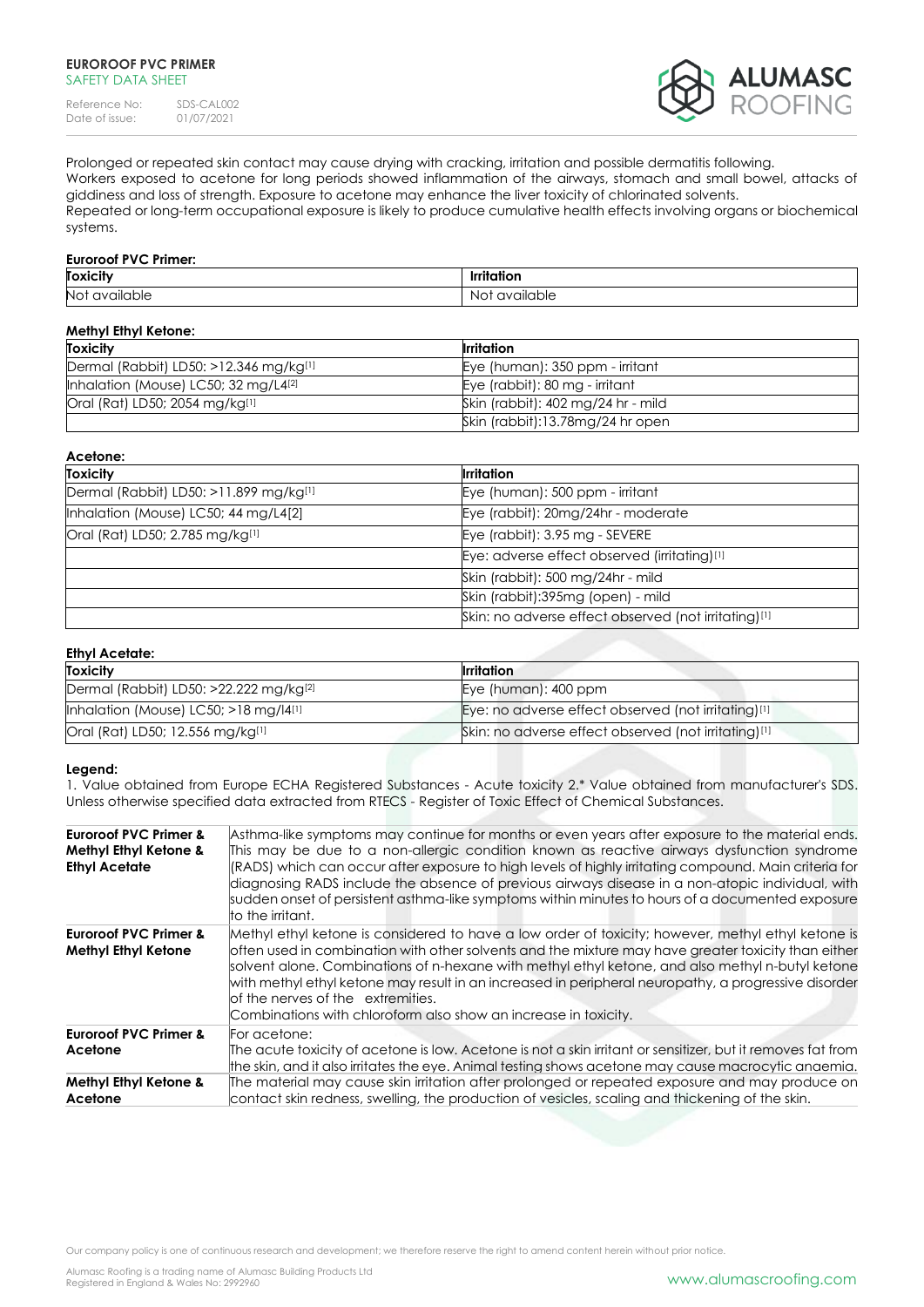Prolonged or repeated skin contact may cause drying with cracking, irritation and possible dermatitis following.
Workers exposed to acetone for long periods showed inflammation of the airways, stomach and small bowel, attacks of giddiness and loss of strength. Exposure to acetone may enhance the liver toxicity of chlorinated solvents.
Repeated or long-term occupational exposure is likely to produce cumulative health effects involving organs or biochemical systems.

**Euroroof PVC Primer:**

| Toxicity | Irritation |
|---|---|
| Not available | Not available |

**Methyl Ethyl Ketone:**

| Toxicity | Irritation |
|---|---|
| Dermal (Rabbit) LD50: >12.346 mg/kg[1] | Eye (human): 350 ppm - irritant |
| Inhalation (Mouse) LC50; 32 mg/L4[2] | Eye (rabbit): 80 mg - irritant |
| Oral (Rat) LD50; 2054 mg/kg[1] | Skin (rabbit): 402 mg/24 hr - mild |
| | Skin (rabbit):13.78mg/24 hr open |

**Acetone:**

| Toxicity | Irritation |
|---|---|
| Dermal (Rabbit) LD50: >11.899 mg/kg[1] | Eye (human): 500 ppm - irritant |
| Inhalation (Mouse) LC50; 44 mg/L4[2] | Eye (rabbit): 20mg/24hr - moderate |
| Oral (Rat) LD50; 2.785 mg/kg[1] | Eye (rabbit): 3.95 mg - SEVERE |
| | Eye: adverse effect observed (irritating)[1] |
| | Skin (rabbit): 500 mg/24hr - mild |
| | Skin (rabbit):395mg (open) - mild |
| | Skin: no adverse effect observed (not irritating)[1] |

**Ethyl Acetate:**

| Toxicity | Irritation |
|---|---|
| Dermal (Rabbit) LD50: >22.222 mg/kg[2] | Eye (human): 400 ppm |
| Inhalation (Mouse) LC50; >18 mg/l4[1] | Eye: no adverse effect observed (not irritating)[1] |
| Oral (Rat) LD50; 12.556 mg/kg[1] | Skin: no adverse effect observed (not irritating)[1] |

**Legend:**
1. Value obtained from Europe ECHA Registered Substances - Acute toxicity 2.* Value obtained from manufacturer's SDS. Unless otherwise specified data extracted from RTECS - Register of Toxic Effect of Chemical Substances.

| | |
|---|---|
| **Euroroof PVC Primer & Methyl Ethyl Ketone & Ethyl Acetate** | Asthma-like symptoms may continue for months or even years after exposure to the material ends. This may be due to a non-allergic condition known as reactive airways dysfunction syndrome (RADS) which can occur after exposure to high levels of highly irritating compound. Main criteria for diagnosing RADS include the absence of previous airways disease in a non-atopic individual, with sudden onset of persistent asthma-like symptoms within minutes to hours of a documented exposure to the irritant. |
| **Euroroof PVC Primer & Methyl Ethyl Ketone** | Methyl ethyl ketone is considered to have a low order of toxicity; however, methyl ethyl ketone is often used in combination with other solvents and the mixture may have greater toxicity than either solvent alone. Combinations of n-hexane with methyl ethyl ketone, and also methyl n-butyl ketone with methyl ethyl ketone may result in an increased in peripheral neuropathy, a progressive disorder of the nerves of the extremities.<br>Combinations with chloroform also show an increase in toxicity. |
| **Euroroof PVC Primer & Acetone** | For acetone:<br>The acute toxicity of acetone is low. Acetone is not a skin irritant or sensitizer, but it removes fat from the skin, and it also irritates the eye. Animal testing shows acetone may cause macrocytic anaemia. |
| **Methyl Ethyl Ketone & Acetone** | The material may cause skin irritation after prolonged or repeated exposure and may produce on contact skin redness, swelling, the production of vesicles, scaling and thickening of the skin. |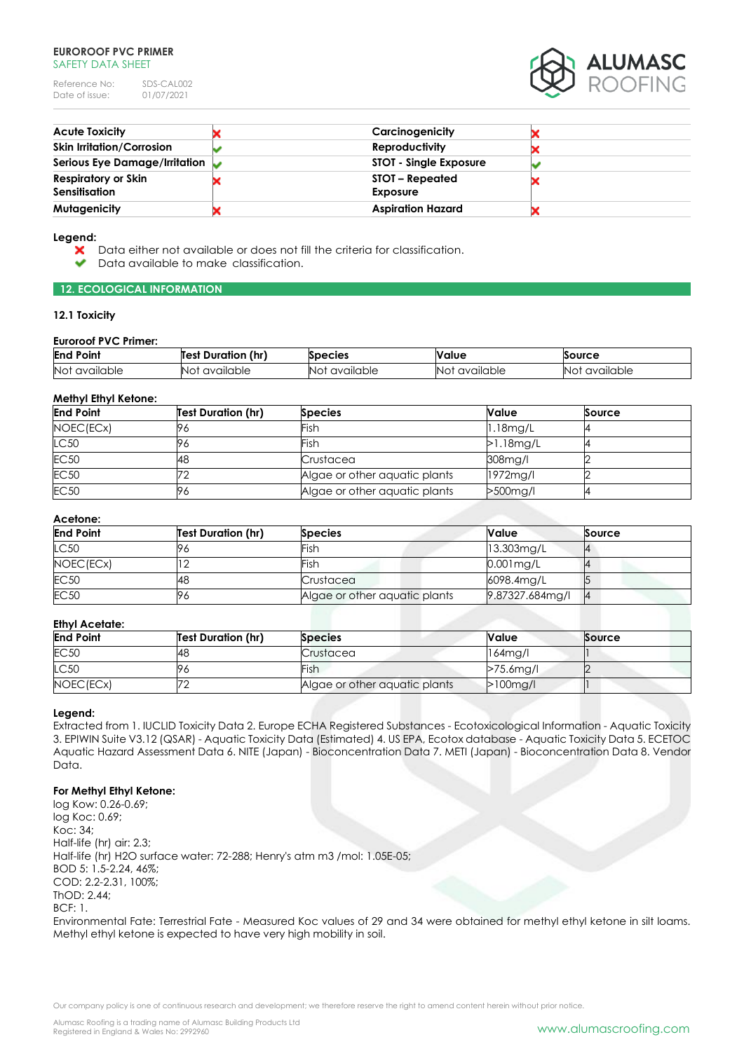| Acute Toxicity | ✘ | Carcinogenicity | ✘ |
|---|---|---|---|
| Skin Irritation/Corrosion | ✔ | Reproductivity | ✘ |
| Serious Eye Damage/Irritation | ✔ | STOT - Single Exposure | ✔ |
| Respiratory or Skin Sensitisation | ✘ | STOT – Repeated Exposure | ✘ |
| Mutagenicity | ✘ | Aspiration Hazard | ✘ |

**Legend:**

- ✘ Data either not available or does not fill the criteria for classification.
- ✔ Data available to make classification.

## 12. ECOLOGICAL INFORMATION

### 12.1 Toxicity

**Euroroof PVC Primer:**

| End Point | Test Duration (hr) | Species | Value | Source |
|---|---|---|---|---|
| Not available | Not available | Not available | Not available | Not available |

**Methyl Ethyl Ketone:**

| End Point | Test Duration (hr) | Species | Value | Source |
|---|---|---|---|---|
| NOEC(ECx) | 96 | Fish | 1.18mg/L | 4 |
| LC50 | 96 | Fish | >1.18mg/L | 4 |
| EC50 | 48 | Crustacea | 308mg/l | 2 |
| EC50 | 72 | Algae or other aquatic plants | 1972mg/l | 2 |
| EC50 | 96 | Algae or other aquatic plants | >500mg/l | 4 |

**Acetone:**

| End Point | Test Duration (hr) | Species | Value | Source |
|---|---|---|---|---|
| LC50 | 96 | Fish | 13.303mg/L | 4 |
| NOEC(ECx) | 12 | Fish | 0.001mg/L | 4 |
| EC50 | 48 | Crustacea | 6098.4mg/L | 5 |
| EC50 | 96 | Algae or other aquatic plants | 9.87327.684mg/l | 4 |

**Ethyl Acetate:**

| End Point | Test Duration (hr) | Species | Value | Source |
|---|---|---|---|---|
| EC50 | 48 | Crustacea | 164mg/l | 1 |
| LC50 | 96 | Fish | >75.6mg/l | 2 |
| NOEC(ECx) | 72 | Algae or other aquatic plants | >100mg/l | 1 |

**Legend:**
Extracted from 1. IUCLID Toxicity Data 2. Europe ECHA Registered Substances - Ecotoxicological Information - Aquatic Toxicity 3. EPIWIN Suite V3.12 (QSAR) - Aquatic Toxicity Data (Estimated) 4. US EPA, Ecotox database - Aquatic Toxicity Data 5. ECETOC Aquatic Hazard Assessment Data 6. NITE (Japan) - Bioconcentration Data 7. METI (Japan) - Bioconcentration Data 8. Vendor Data.

**For Methyl Ethyl Ketone:**
log Kow: 0.26-0.69;
log Koc: 0.69;
Koc: 34;
Half-life (hr) air: 2.3;
Half-life (hr) H2O surface water: 72-288; Henry's atm m3 /mol: 1.05E-05;
BOD 5: 1.5-2.24, 46%;
COD: 2.2-2.31, 100%;
ThOD: 2.44;
BCF: 1.
Environmental Fate: Terrestrial Fate - Measured Koc values of 29 and 34 were obtained for methyl ethyl ketone in silt loams. Methyl ethyl ketone is expected to have very high mobility in soil.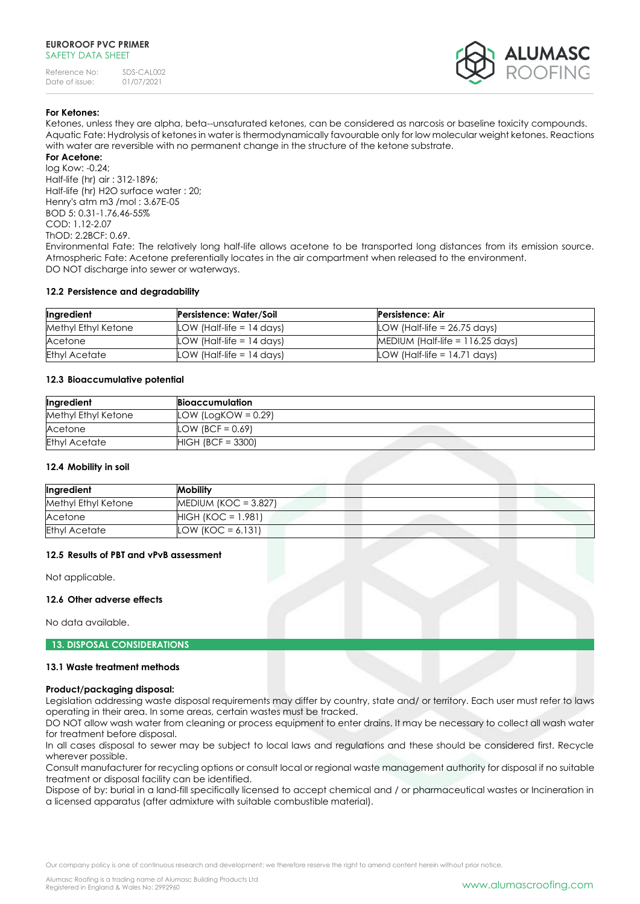**For Ketones:**
Ketones, unless they are alpha, beta--unsaturated ketones, can be considered as narcosis or baseline toxicity compounds.
Aquatic Fate: Hydrolysis of ketones in water is thermodynamically favourable only for low molecular weight ketones. Reactions with water are reversible with no permanent change in the structure of the ketone substrate.

**For Acetone:**
log Kow: -0.24;
Half-life (hr) air : 312-1896;
Half-life (hr) H2O surface water : 20;
Henry's atm m3 /mol : 3.67E-05
BOD 5: 0.31-1.76,46-55%
COD: 1.12-2.07
ThOD: 2.2BCF: 0.69.
Environmental Fate: The relatively long half-life allows acetone to be transported long distances from its emission source.
Atmospheric Fate: Acetone preferentially locates in the air compartment when released to the environment.
DO NOT discharge into sewer or waterways.

### 12.2 Persistence and degradability

| Ingredient | Persistence: Water/Soil | Persistence: Air |
|---|---|---|
| Methyl Ethyl Ketone | LOW (Half-life = 14 days) | LOW (Half-life = 26.75 days) |
| Acetone | LOW (Half-life = 14 days) | MEDIUM (Half-life = 116.25 days) |
| Ethyl Acetate | LOW (Half-life = 14 days) | LOW (Half-life = 14.71 days) |

### 12.3 Bioaccumulative potential

| Ingredient | Bioaccumulation |
|---|---|
| Methyl Ethyl Ketone | LOW (LogKOW = 0.29) |
| Acetone | LOW (BCF = 0.69) |
| Ethyl Acetate | HIGH (BCF = 3300) |

### 12.4 Mobility in soil

| Ingredient | Mobility |
|---|---|
| Methyl Ethyl Ketone | MEDIUM (KOC = 3.827) |
| Acetone | HIGH (KOC = 1.981) |
| Ethyl Acetate | LOW (KOC = 6.131) |

### 12.5 Results of PBT and vPvB assessment

Not applicable.

### 12.6 Other adverse effects

No data available.

## 13. DISPOSAL CONSIDERATIONS

### 13.1 Waste treatment methods

**Product/packaging disposal:**
Legislation addressing waste disposal requirements may differ by country, state and/ or territory. Each user must refer to laws operating in their area. In some areas, certain wastes must be tracked.
DO NOT allow wash water from cleaning or process equipment to enter drains. It may be necessary to collect all wash water for treatment before disposal.
In all cases disposal to sewer may be subject to local laws and regulations and these should be considered first. Recycle wherever possible.
Consult manufacturer for recycling options or consult local or regional waste management authority for disposal if no suitable treatment or disposal facility can be identified.
Dispose of by: burial in a land-fill specifically licensed to accept chemical and / or pharmaceutical wastes or Incineration in a licensed apparatus (after admixture with suitable combustible material).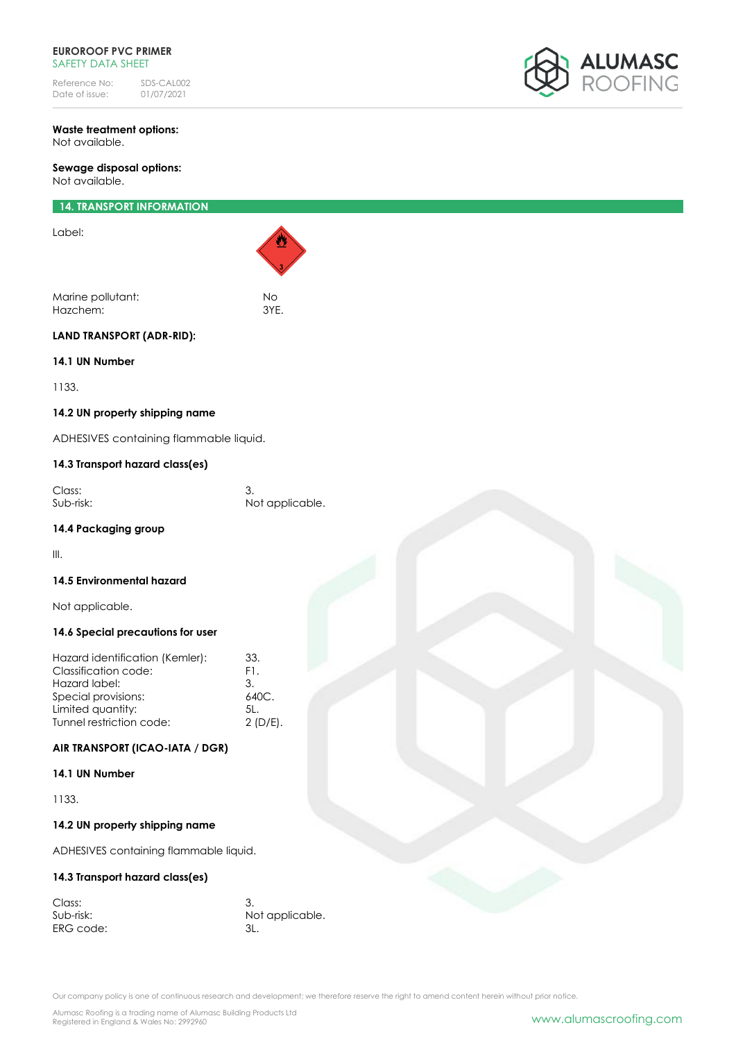**Waste treatment options:**
Not available.

**Sewage disposal options:**
Not available.

## 14. TRANSPORT INFORMATION

Label:

| | |
|---|---|
| Marine pollutant: | No |
| Hazchem: | 3YE. |

**LAND TRANSPORT (ADR-RID):**

**14.1 UN Number**

1133.

**14.2 UN property shipping name**

ADHESIVES containing flammable liquid.

**14.3 Transport hazard class(es)**

| | |
|---|---|
| Class: | 3. |
| Sub-risk: | Not applicable. |

**14.4 Packaging group**

III.

**14.5 Environmental hazard**

Not applicable.

**14.6 Special precautions for user**

| | |
|---|---|
| Hazard identification (Kemler): | 33. |
| Classification code: | F1. |
| Hazard label: | 3. |
| Special provisions: | 640C. |
| Limited quantity: | 5L. |
| Tunnel restriction code: | 2 (D/E). |

**AIR TRANSPORT (ICAO-IATA / DGR)**

**14.1 UN Number**

1133.

**14.2 UN property shipping name**

ADHESIVES containing flammable liquid.

**14.3 Transport hazard class(es)**

| | |
|---|---|
| Class: | 3. |
| Sub-risk: | Not applicable. |
| ERG code: | 3L. |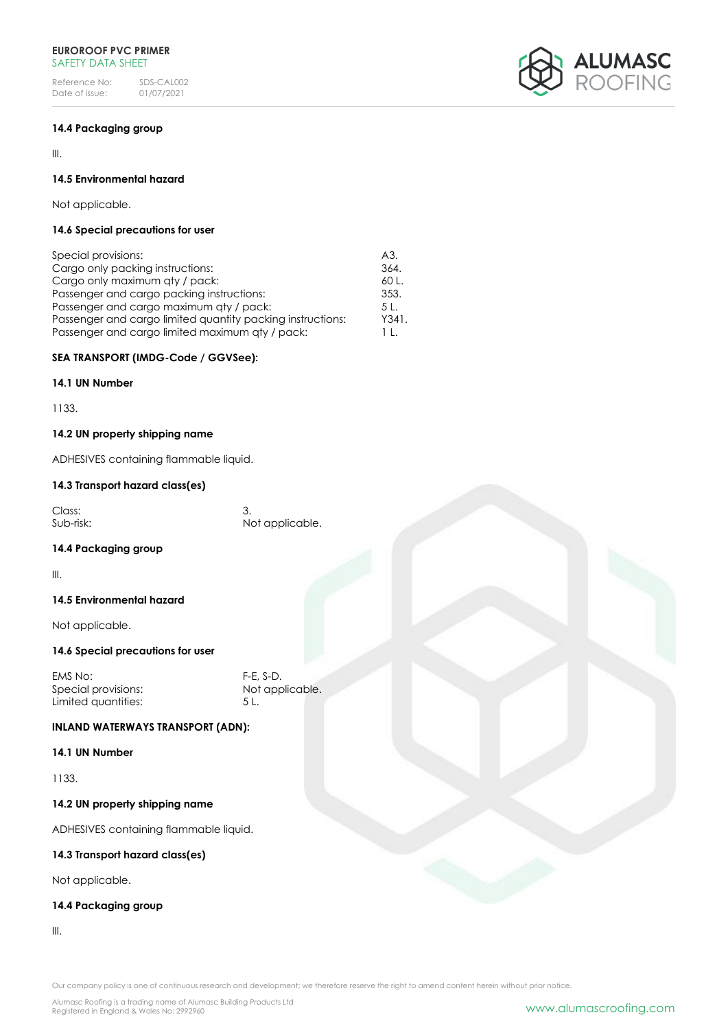### 14.4 Packaging group

III.

### 14.5 Environmental hazard

Not applicable.

### 14.6 Special precautions for user

| | |
|---|---|
| Special provisions: | A3. |
| Cargo only packing instructions: | 364. |
| Cargo only maximum qty / pack: | 60 L. |
| Passenger and cargo packing instructions: | 353. |
| Passenger and cargo maximum qty / pack: | 5 L. |
| Passenger and cargo limited quantity packing instructions: | Y341. |
| Passenger and cargo limited maximum qty / pack: | 1 L. |

**SEA TRANSPORT (IMDG-Code / GGVSee):**

### 14.1 UN Number

1133.

### 14.2 UN property shipping name

ADHESIVES containing flammable liquid.

### 14.3 Transport hazard class(es)

| | |
|---|---|
| Class: | 3. |
| Sub-risk: | Not applicable. |

### 14.4 Packaging group

III.

### 14.5 Environmental hazard

Not applicable.

### 14.6 Special precautions for user

| | |
|---|---|
| EMS No: | F-E, S-D. |
| Special provisions: | Not applicable. |
| Limited quantities: | 5 L. |

**INLAND WATERWAYS TRANSPORT (ADN):**

### 14.1 UN Number

1133.

### 14.2 UN property shipping name

ADHESIVES containing flammable liquid.

### 14.3 Transport hazard class(es)

Not applicable.

### 14.4 Packaging group

III.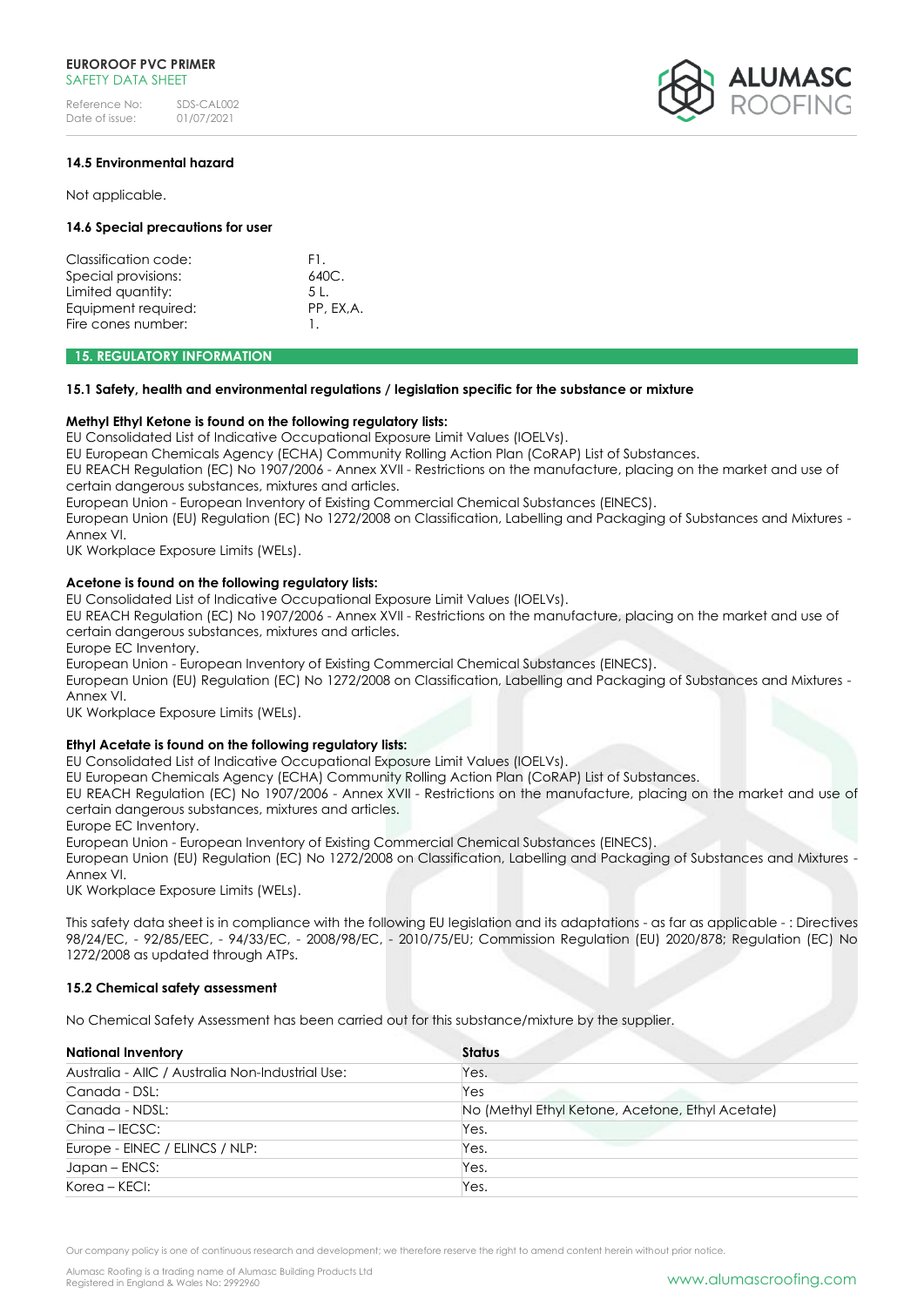### 14.5 Environmental hazard

Not applicable.

### 14.6 Special precautions for user

| | |
|---|---|
| Classification code: | F1. |
| Special provisions: | 640C. |
| Limited quantity: | 5 L. |
| Equipment required: | PP, EX,A. |
| Fire cones number: | 1. |

## 15. REGULATORY INFORMATION

### 15.1 Safety, health and environmental regulations / legislation specific for the substance or mixture

**Methyl Ethyl Ketone is found on the following regulatory lists:**
EU Consolidated List of Indicative Occupational Exposure Limit Values (IOELVs).
EU European Chemicals Agency (ECHA) Community Rolling Action Plan (CoRAP) List of Substances.
EU REACH Regulation (EC) No 1907/2006 - Annex XVII - Restrictions on the manufacture, placing on the market and use of certain dangerous substances, mixtures and articles.
European Union - European Inventory of Existing Commercial Chemical Substances (EINECS).
European Union (EU) Regulation (EC) No 1272/2008 on Classification, Labelling and Packaging of Substances and Mixtures - Annex VI.
UK Workplace Exposure Limits (WELs).

**Acetone is found on the following regulatory lists:**
EU Consolidated List of Indicative Occupational Exposure Limit Values (IOELVs).
EU REACH Regulation (EC) No 1907/2006 - Annex XVII - Restrictions on the manufacture, placing on the market and use of certain dangerous substances, mixtures and articles.
Europe EC Inventory.
European Union - European Inventory of Existing Commercial Chemical Substances (EINECS).
European Union (EU) Regulation (EC) No 1272/2008 on Classification, Labelling and Packaging of Substances and Mixtures - Annex VI.
UK Workplace Exposure Limits (WELs).

**Ethyl Acetate is found on the following regulatory lists:**
EU Consolidated List of Indicative Occupational Exposure Limit Values (IOELVs).
EU European Chemicals Agency (ECHA) Community Rolling Action Plan (CoRAP) List of Substances.
EU REACH Regulation (EC) No 1907/2006 - Annex XVII - Restrictions on the manufacture, placing on the market and use of certain dangerous substances, mixtures and articles.
Europe EC Inventory.
European Union - European Inventory of Existing Commercial Chemical Substances (EINECS).
European Union (EU) Regulation (EC) No 1272/2008 on Classification, Labelling and Packaging of Substances and Mixtures - Annex VI.
UK Workplace Exposure Limits (WELs).

This safety data sheet is in compliance with the following EU legislation and its adaptations - as far as applicable - : Directives 98/24/EC, - 92/85/EEC, - 94/33/EC, - 2008/98/EC, - 2010/75/EU; Commission Regulation (EU) 2020/878; Regulation (EC) No 1272/2008 as updated through ATPs.

### 15.2 Chemical safety assessment

No Chemical Safety Assessment has been carried out for this substance/mixture by the supplier.

| National Inventory | Status |
|---|---|
| Australia - AIIC / Australia Non-Industrial Use: | Yes. |
| Canada - DSL: | Yes |
| Canada - NDSL: | No (Methyl Ethyl Ketone, Acetone, Ethyl Acetate) |
| China – IECSC: | Yes. |
| Europe - EINEC / ELINCS / NLP: | Yes. |
| Japan – ENCS: | Yes. |
| Korea – KECI: | Yes. |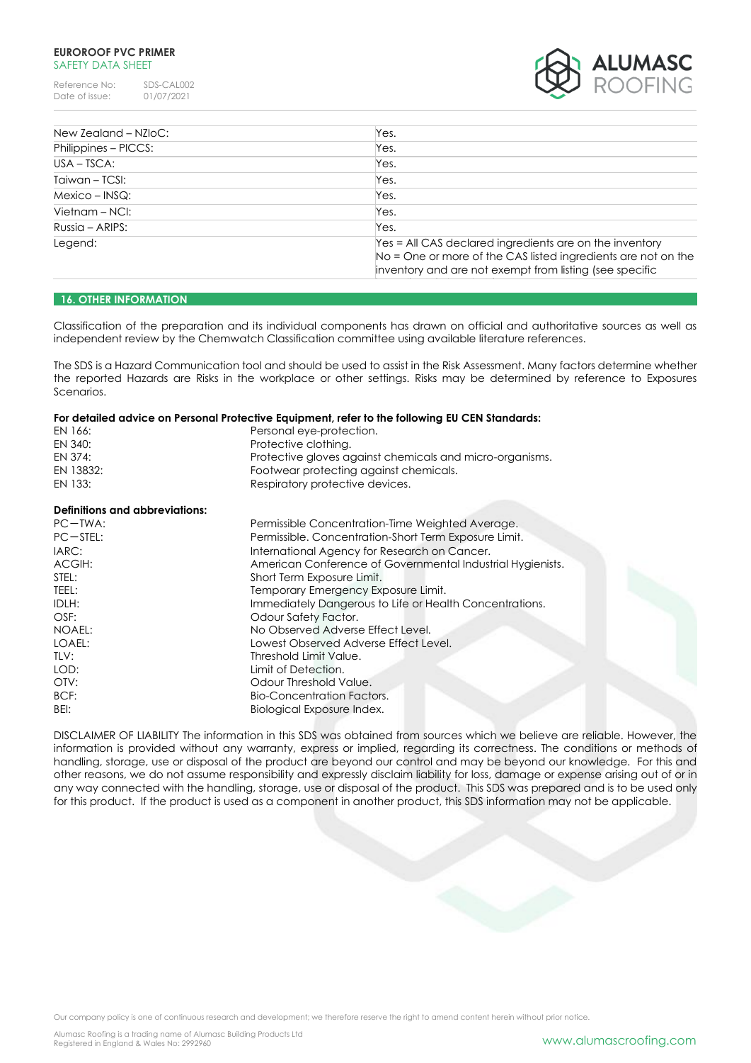| | |
|---|---|
| New Zealand – NZIoC: | Yes. |
| Philippines – PICCS: | Yes. |
| USA – TSCA: | Yes. |
| Taiwan – TCSI: | Yes. |
| Mexico – INSQ: | Yes. |
| Vietnam – NCI: | Yes. |
| Russia – ARIPS: | Yes. |
| Legend: | Yes = All CAS declared ingredients are on the inventory<br>No = One or more of the CAS listed ingredients are not on the inventory and are not exempt from listing (see specific |

## 16. OTHER INFORMATION

Classification of the preparation and its individual components has drawn on official and authoritative sources as well as independent review by the Chemwatch Classification committee using available literature references.

The SDS is a Hazard Communication tool and should be used to assist in the Risk Assessment. Many factors determine whether the reported Hazards are Risks in the workplace or other settings. Risks may be determined by reference to Exposures Scenarios.

**For detailed advice on Personal Protective Equipment, refer to the following EU CEN Standards:**

| | |
|---|---|
| EN 166: | Personal eye-protection. |
| EN 340: | Protective clothing. |
| EN 374: | Protective gloves against chemicals and micro-organisms. |
| EN 13832: | Footwear protecting against chemicals. |
| EN 133: | Respiratory protective devices. |

**Definitions and abbreviations:**

| | |
|---|---|
| PC—TWA: | Permissible Concentration-Time Weighted Average. |
| PC—STEL: | Permissible. Concentration-Short Term Exposure Limit. |
| IARC: | International Agency for Research on Cancer. |
| ACGIH: | American Conference of Governmental Industrial Hygienists. |
| STEL: | Short Term Exposure Limit. |
| TEEL: | Temporary Emergency Exposure Limit. |
| IDLH: | Immediately Dangerous to Life or Health Concentrations. |
| OSF: | Odour Safety Factor. |
| NOAEL: | No Observed Adverse Effect Level. |
| LOAEL: | Lowest Observed Adverse Effect Level. |
| TLV: | Threshold Limit Value. |
| LOD: | Limit of Detection. |
| OTV: | Odour Threshold Value. |
| BCF: | Bio-Concentration Factors. |
| BEI: | Biological Exposure Index. |

DISCLAIMER OF LIABILITY The information in this SDS was obtained from sources which we believe are reliable. However, the information is provided without any warranty, express or implied, regarding its correctness. The conditions or methods of handling, storage, use or disposal of the product are beyond our control and may be beyond our knowledge. For this and other reasons, we do not assume responsibility and expressly disclaim liability for loss, damage or expense arising out of or in any way connected with the handling, storage, use or disposal of the product. This SDS was prepared and is to be used only for this product. If the product is used as a component in another product, this SDS information may not be applicable.